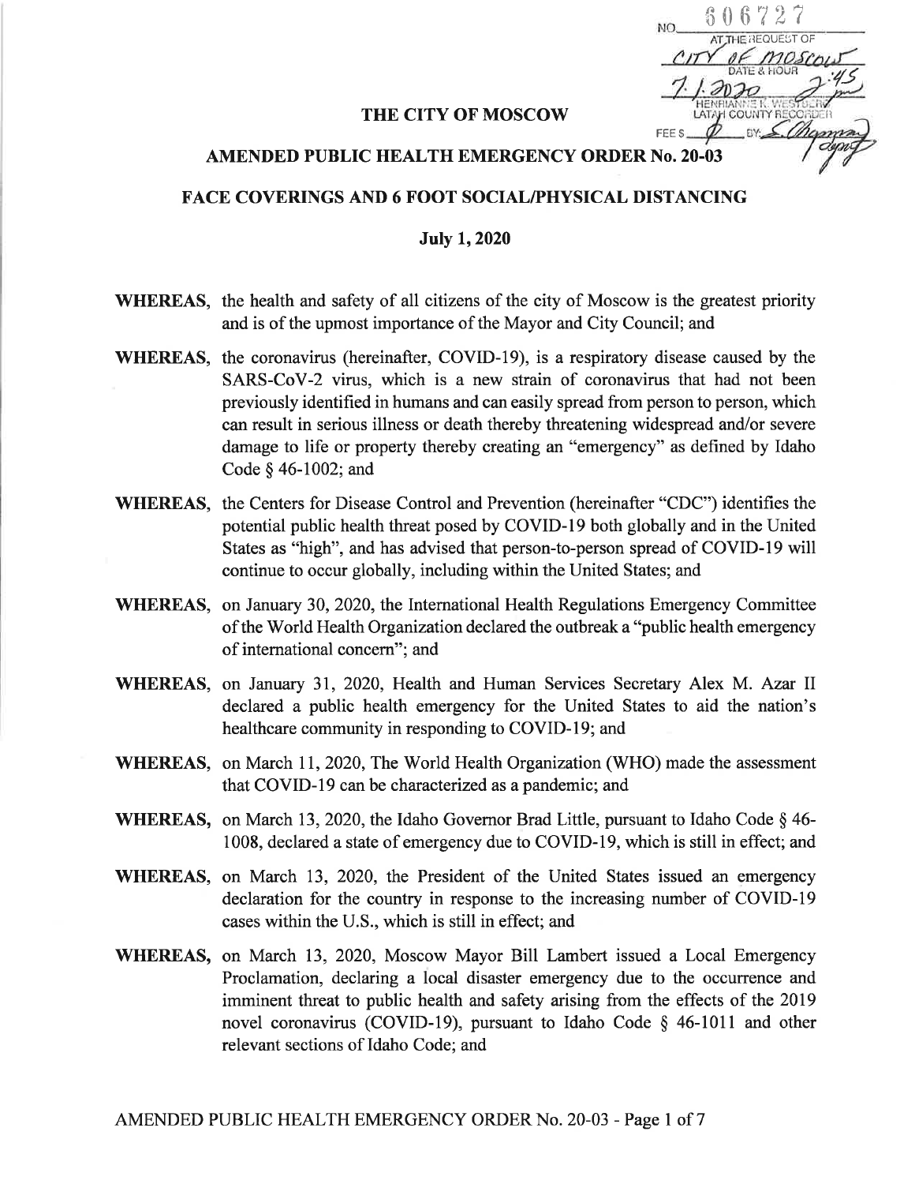NO. 606727

AT THE REQUEST OF CITY OF MOSCOW

DATE & HOUR 7.1.2020 2:45 pm

HENRIANNE K. WESTBERG LATAH COUNTY RECORDER

FEE $ 0 BY: S. Chapman deputy

# THE CITY OF MOSCOW

## AMENDED PUBLIC HEALTH EMERGENCY ORDER No. 20-03

## FACE COVERINGS AND 6 FOOT SOCIAL/PHYSICAL DISTANCING

**July 1, 2020**

**WHEREAS,** the health and safety of all citizens of the city of Moscow is the greatest priority and is of the upmost importance of the Mayor and City Council; and

**WHEREAS,** the coronavirus (hereinafter, COVID-19), is a respiratory disease caused by the SARS-CoV-2 virus, which is a new strain of coronavirus that had not been previously identified in humans and can easily spread from person to person, which can result in serious illness or death thereby threatening widespread and/or severe damage to life or property thereby creating an "emergency" as defined by Idaho Code § 46-1002; and

**WHEREAS,** the Centers for Disease Control and Prevention (hereinafter "CDC") identifies the potential public health threat posed by COVID-19 both globally and in the United States as "high", and has advised that person-to-person spread of COVID-19 will continue to occur globally, including within the United States; and

**WHEREAS,** on January 30, 2020, the International Health Regulations Emergency Committee of the World Health Organization declared the outbreak a "public health emergency of international concern"; and

**WHEREAS,** on January 31, 2020, Health and Human Services Secretary Alex M. Azar II declared a public health emergency for the United States to aid the nation's healthcare community in responding to COVID-19; and

**WHEREAS,** on March 11, 2020, The World Health Organization (WHO) made the assessment that COVID-19 can be characterized as a pandemic; and

**WHEREAS,** on March 13, 2020, the Idaho Governor Brad Little, pursuant to Idaho Code § 46-1008, declared a state of emergency due to COVID-19, which is still in effect; and

**WHEREAS,** on March 13, 2020, the President of the United States issued an emergency declaration for the country in response to the increasing number of COVID-19 cases within the U.S., which is still in effect; and

**WHEREAS,** on March 13, 2020, Moscow Mayor Bill Lambert issued a Local Emergency Proclamation, declaring a local disaster emergency due to the occurrence and imminent threat to public health and safety arising from the effects of the 2019 novel coronavirus (COVID-19), pursuant to Idaho Code § 46-1011 and other relevant sections of Idaho Code; and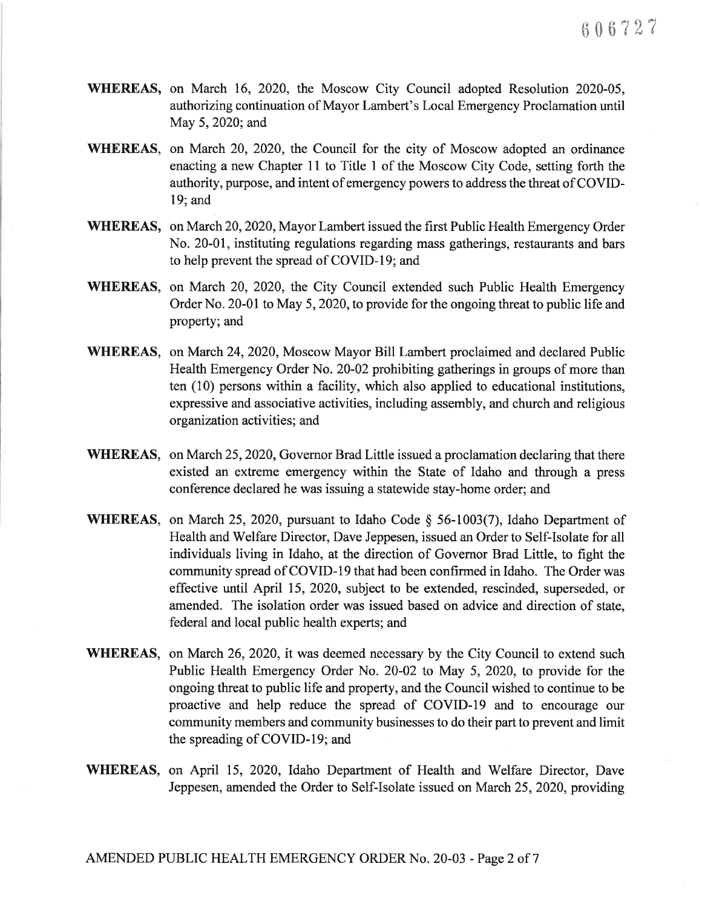**WHEREAS,** on March 16, 2020, the Moscow City Council adopted Resolution 2020-05, authorizing continuation of Mayor Lambert's Local Emergency Proclamation until May 5, 2020; and

**WHEREAS**, on March 20, 2020, the Council for the city of Moscow adopted an ordinance enacting a new Chapter 11 to Title 1 of the Moscow City Code, setting forth the authority, purpose, and intent of emergency powers to address the threat of COVID-19; and

**WHEREAS,** on March 20, 2020, Mayor Lambert issued the first Public Health Emergency Order No. 20-01, instituting regulations regarding mass gatherings, restaurants and bars to help prevent the spread of COVID-19; and

**WHEREAS**, on March 20, 2020, the City Council extended such Public Health Emergency Order No. 20-01 to May 5, 2020, to provide for the ongoing threat to public life and property; and

**WHEREAS**, on March 24, 2020, Moscow Mayor Bill Lambert proclaimed and declared Public Health Emergency Order No. 20-02 prohibiting gatherings in groups of more than ten (10) persons within a facility, which also applied to educational institutions, expressive and associative activities, including assembly, and church and religious organization activities; and

**WHEREAS**, on March 25, 2020, Governor Brad Little issued a proclamation declaring that there existed an extreme emergency within the State of Idaho and through a press conference declared he was issuing a statewide stay-home order; and

**WHEREAS**, on March 25, 2020, pursuant to Idaho Code § 56-1003(7), Idaho Department of Health and Welfare Director, Dave Jeppesen, issued an Order to Self-Isolate for all individuals living in Idaho, at the direction of Governor Brad Little, to fight the community spread of COVID-19 that had been confirmed in Idaho. The Order was effective until April 15, 2020, subject to be extended, rescinded, superseded, or amended. The isolation order was issued based on advice and direction of state, federal and local public health experts; and

**WHEREAS**, on March 26, 2020, it was deemed necessary by the City Council to extend such Public Health Emergency Order No. 20-02 to May 5, 2020, to provide for the ongoing threat to public life and property, and the Council wished to continue to be proactive and help reduce the spread of COVID-19 and to encourage our community members and community businesses to do their part to prevent and limit the spreading of COVID-19; and

**WHEREAS**, on April 15, 2020, Idaho Department of Health and Welfare Director, Dave Jeppesen, amended the Order to Self-Isolate issued on March 25, 2020, providing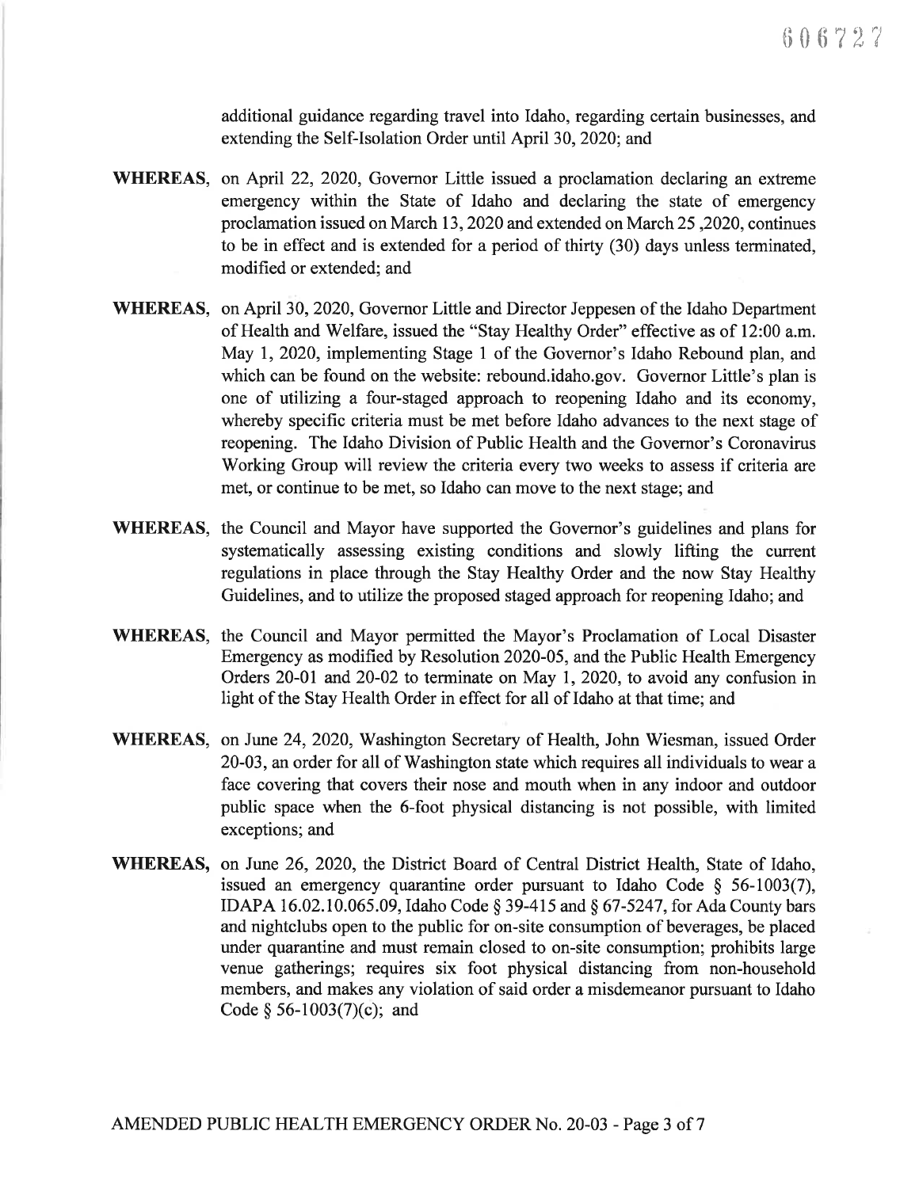additional guidance regarding travel into Idaho, regarding certain businesses, and extending the Self-Isolation Order until April 30, 2020; and

**WHEREAS**, on April 22, 2020, Governor Little issued a proclamation declaring an extreme emergency within the State of Idaho and declaring the state of emergency proclamation issued on March 13, 2020 and extended on March 25 ,2020, continues to be in effect and is extended for a period of thirty (30) days unless terminated, modified or extended; and

**WHEREAS**, on April 30, 2020, Governor Little and Director Jeppesen of the Idaho Department of Health and Welfare, issued the "Stay Healthy Order" effective as of 12:00 a.m. May 1, 2020, implementing Stage 1 of the Governor's Idaho Rebound plan, and which can be found on the website: rebound.idaho.gov. Governor Little's plan is one of utilizing a four-staged approach to reopening Idaho and its economy, whereby specific criteria must be met before Idaho advances to the next stage of reopening. The Idaho Division of Public Health and the Governor's Coronavirus Working Group will review the criteria every two weeks to assess if criteria are met, or continue to be met, so Idaho can move to the next stage; and

**WHEREAS**, the Council and Mayor have supported the Governor's guidelines and plans for systematically assessing existing conditions and slowly lifting the current regulations in place through the Stay Healthy Order and the now Stay Healthy Guidelines, and to utilize the proposed staged approach for reopening Idaho; and

**WHEREAS**, the Council and Mayor permitted the Mayor's Proclamation of Local Disaster Emergency as modified by Resolution 2020-05, and the Public Health Emergency Orders 20-01 and 20-02 to terminate on May 1, 2020, to avoid any confusion in light of the Stay Health Order in effect for all of Idaho at that time; and

**WHEREAS**, on June 24, 2020, Washington Secretary of Health, John Wiesman, issued Order 20-03, an order for all of Washington state which requires all individuals to wear a face covering that covers their nose and mouth when in any indoor and outdoor public space when the 6-foot physical distancing is not possible, with limited exceptions; and

**WHEREAS,** on June 26, 2020, the District Board of Central District Health, State of Idaho, issued an emergency quarantine order pursuant to Idaho Code § 56-1003(7), IDAPA 16.02.10.065.09, Idaho Code § 39-415 and § 67-5247, for Ada County bars and nightclubs open to the public for on-site consumption of beverages, be placed under quarantine and must remain closed to on-site consumption; prohibits large venue gatherings; requires six foot physical distancing from non-household members, and makes any violation of said order a misdemeanor pursuant to Idaho Code § 56-1003(7)(c); and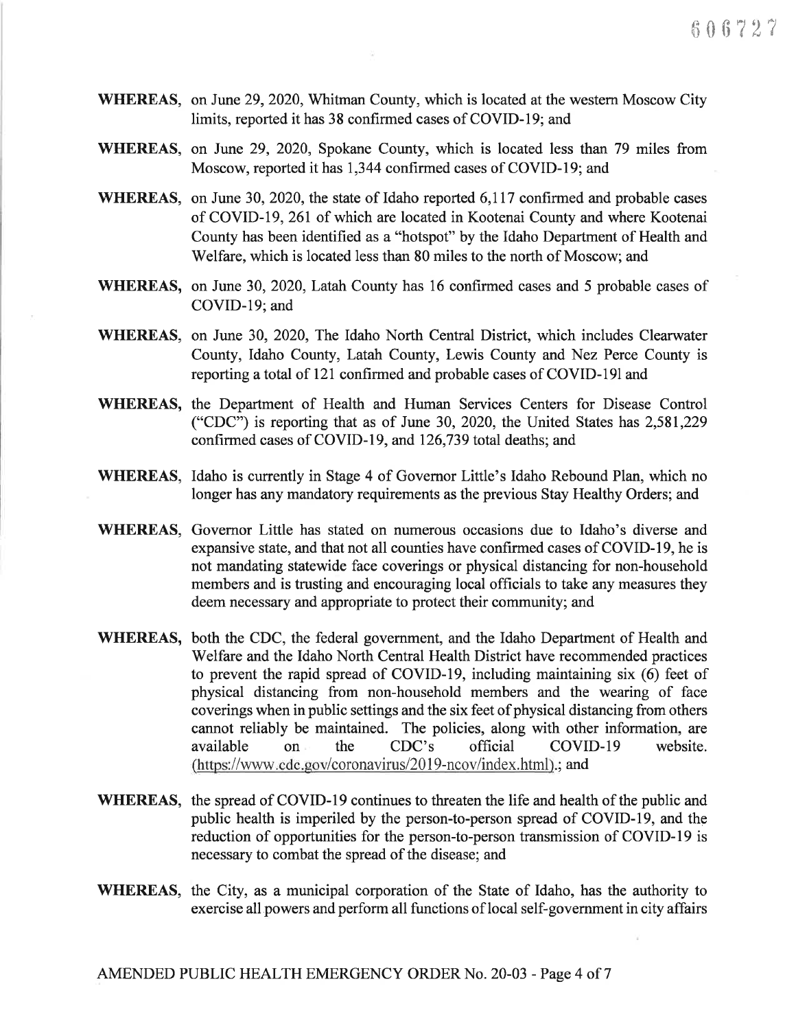**WHEREAS**, on June 29, 2020, Whitman County, which is located at the western Moscow City limits, reported it has 38 confirmed cases of COVID-19; and

**WHEREAS**, on June 29, 2020, Spokane County, which is located less than 79 miles from Moscow, reported it has 1,344 confirmed cases of COVID-19; and

**WHEREAS**, on June 30, 2020, the state of Idaho reported 6,117 confirmed and probable cases of COVID-19, 261 of which are located in Kootenai County and where Kootenai County has been identified as a "hotspot" by the Idaho Department of Health and Welfare, which is located less than 80 miles to the north of Moscow; and

**WHEREAS**, on June 30, 2020, Latah County has 16 confirmed cases and 5 probable cases of COVID-19; and

**WHEREAS**, on June 30, 2020, The Idaho North Central District, which includes Clearwater County, Idaho County, Latah County, Lewis County and Nez Perce County is reporting a total of 121 confirmed and probable cases of COVID-191 and

**WHEREAS**, the Department of Health and Human Services Centers for Disease Control ("CDC") is reporting that as of June 30, 2020, the United States has 2,581,229 confirmed cases of COVID-19, and 126,739 total deaths; and

**WHEREAS**, Idaho is currently in Stage 4 of Governor Little's Idaho Rebound Plan, which no longer has any mandatory requirements as the previous Stay Healthy Orders; and

**WHEREAS**, Governor Little has stated on numerous occasions due to Idaho's diverse and expansive state, and that not all counties have confirmed cases of COVID-19, he is not mandating statewide face coverings or physical distancing for non-household members and is trusting and encouraging local officials to take any measures they deem necessary and appropriate to protect their community; and

**WHEREAS**, both the CDC, the federal government, and the Idaho Department of Health and Welfare and the Idaho North Central Health District have recommended practices to prevent the rapid spread of COVID-19, including maintaining six (6) feet of physical distancing from non-household members and the wearing of face coverings when in public settings and the six feet of physical distancing from others cannot reliably be maintained. The policies, along with other information, are available on the CDC's official COVID-19 website. (https://www.cdc.gov/coronavirus/2019-ncov/index.html).; and

**WHEREAS**, the spread of COVID-19 continues to threaten the life and health of the public and public health is imperiled by the person-to-person spread of COVID-19, and the reduction of opportunities for the person-to-person transmission of COVID-19 is necessary to combat the spread of the disease; and

**WHEREAS**, the City, as a municipal corporation of the State of Idaho, has the authority to exercise all powers and perform all functions of local self-government in city affairs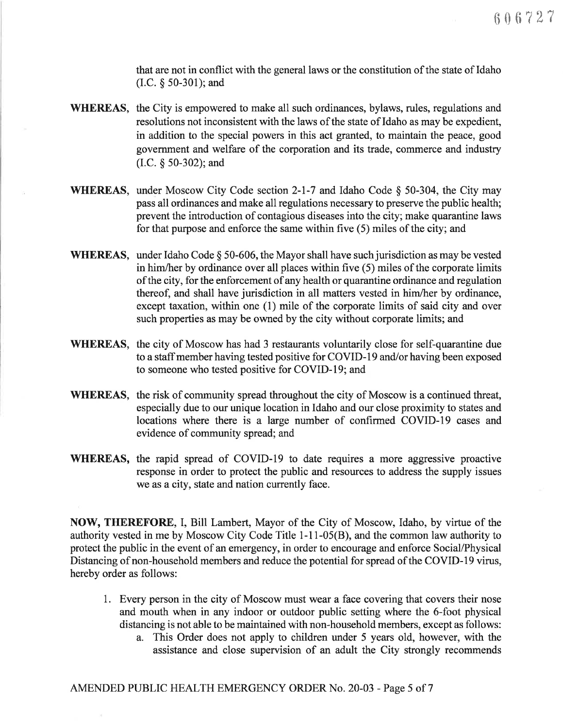that are not in conflict with the general laws or the constitution of the state of Idaho (I.C. § 50-301); and

**WHEREAS**, the City is empowered to make all such ordinances, bylaws, rules, regulations and resolutions not inconsistent with the laws of the state of Idaho as may be expedient, in addition to the special powers in this act granted, to maintain the peace, good government and welfare of the corporation and its trade, commerce and industry (I.C. § 50-302); and

**WHEREAS**, under Moscow City Code section 2-1-7 and Idaho Code § 50-304, the City may pass all ordinances and make all regulations necessary to preserve the public health; prevent the introduction of contagious diseases into the city; make quarantine laws for that purpose and enforce the same within five (5) miles of the city; and

**WHEREAS**, under Idaho Code § 50-606, the Mayor shall have such jurisdiction as may be vested in him/her by ordinance over all places within five (5) miles of the corporate limits of the city, for the enforcement of any health or quarantine ordinance and regulation thereof, and shall have jurisdiction in all matters vested in him/her by ordinance, except taxation, within one (1) mile of the corporate limits of said city and over such properties as may be owned by the city without corporate limits; and

**WHEREAS**, the city of Moscow has had 3 restaurants voluntarily close for self-quarantine due to a staff member having tested positive for COVID-19 and/or having been exposed to someone who tested positive for COVID-19; and

**WHEREAS**, the risk of community spread throughout the city of Moscow is a continued threat, especially due to our unique location in Idaho and our close proximity to states and locations where there is a large number of confirmed COVID-19 cases and evidence of community spread; and

**WHEREAS,** the rapid spread of COVID-19 to date requires a more aggressive proactive response in order to protect the public and resources to address the supply issues we as a city, state and nation currently face.

**NOW, THEREFORE,** I, Bill Lambert, Mayor of the City of Moscow, Idaho, by virtue of the authority vested in me by Moscow City Code Title 1-11-05(B), and the common law authority to protect the public in the event of an emergency, in order to encourage and enforce Social/Physical Distancing of non-household members and reduce the potential for spread of the COVID-19 virus, hereby order as follows:

1. Every person in the city of Moscow must wear a face covering that covers their nose and mouth when in any indoor or outdoor public setting where the 6-foot physical distancing is not able to be maintained with non-household members, except as follows:
    a. This Order does not apply to children under 5 years old, however, with the assistance and close supervision of an adult the City strongly recommends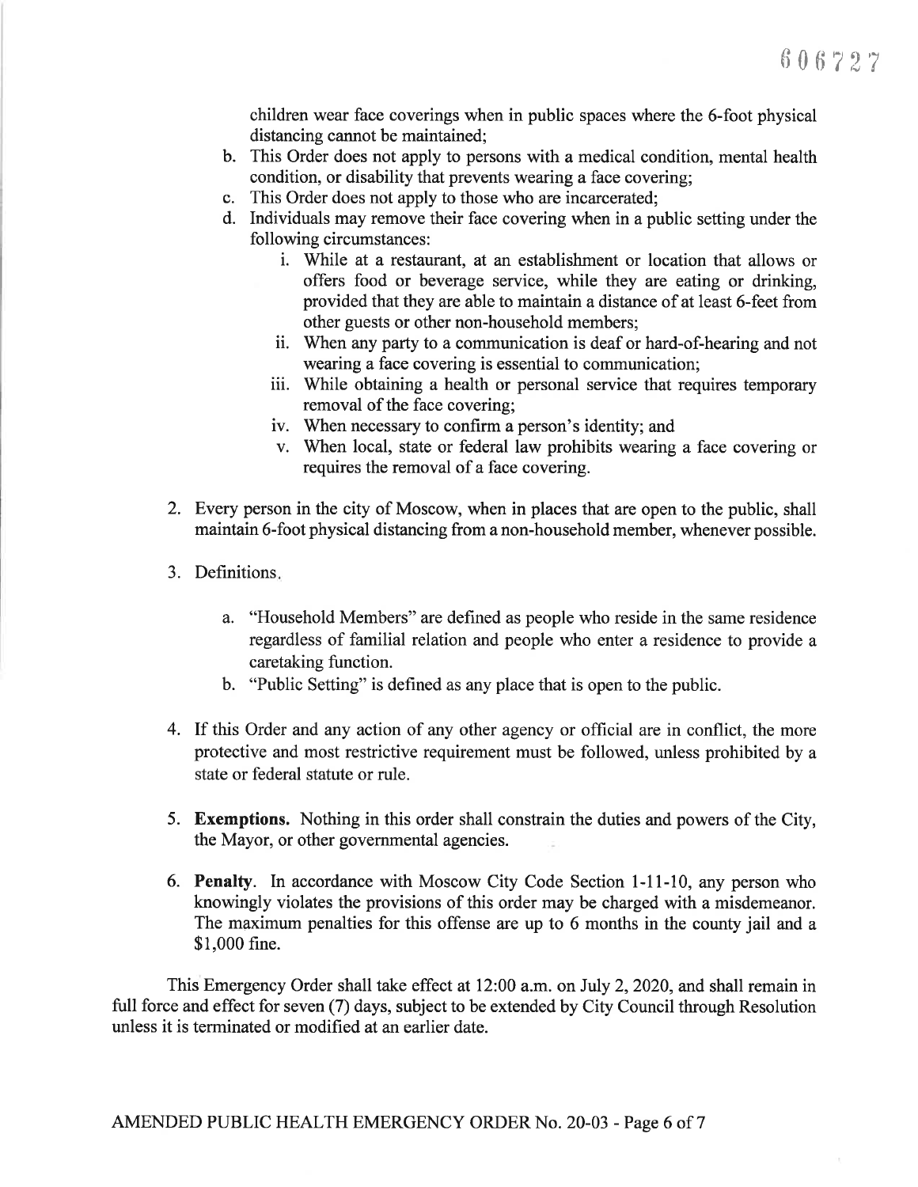children wear face coverings when in public spaces where the 6-foot physical distancing cannot be maintained;

b. This Order does not apply to persons with a medical condition, mental health condition, or disability that prevents wearing a face covering;

c. This Order does not apply to those who are incarcerated;

d. Individuals may remove their face covering when in a public setting under the following circumstances:

   i. While at a restaurant, at an establishment or location that allows or offers food or beverage service, while they are eating or drinking, provided that they are able to maintain a distance of at least 6-feet from other guests or other non-household members;

   ii. When any party to a communication is deaf or hard-of-hearing and not wearing a face covering is essential to communication;

   iii. While obtaining a health or personal service that requires temporary removal of the face covering;

   iv. When necessary to confirm a person's identity; and

   v. When local, state or federal law prohibits wearing a face covering or requires the removal of a face covering.

2. Every person in the city of Moscow, when in places that are open to the public, shall maintain 6-foot physical distancing from a non-household member, whenever possible.

3. Definitions.

   a. "Household Members" are defined as people who reside in the same residence regardless of familial relation and people who enter a residence to provide a caretaking function.

   b. "Public Setting" is defined as any place that is open to the public.

4. If this Order and any action of any other agency or official are in conflict, the more protective and most restrictive requirement must be followed, unless prohibited by a state or federal statute or rule.

5. **Exemptions.** Nothing in this order shall constrain the duties and powers of the City, the Mayor, or other governmental agencies.

6. **Penalty**. In accordance with Moscow City Code Section 1-11-10, any person who knowingly violates the provisions of this order may be charged with a misdemeanor. The maximum penalties for this offense are up to 6 months in the county jail and a $1,000 fine.

This Emergency Order shall take effect at 12:00 a.m. on July 2, 2020, and shall remain in full force and effect for seven (7) days, subject to be extended by City Council through Resolution unless it is terminated or modified at an earlier date.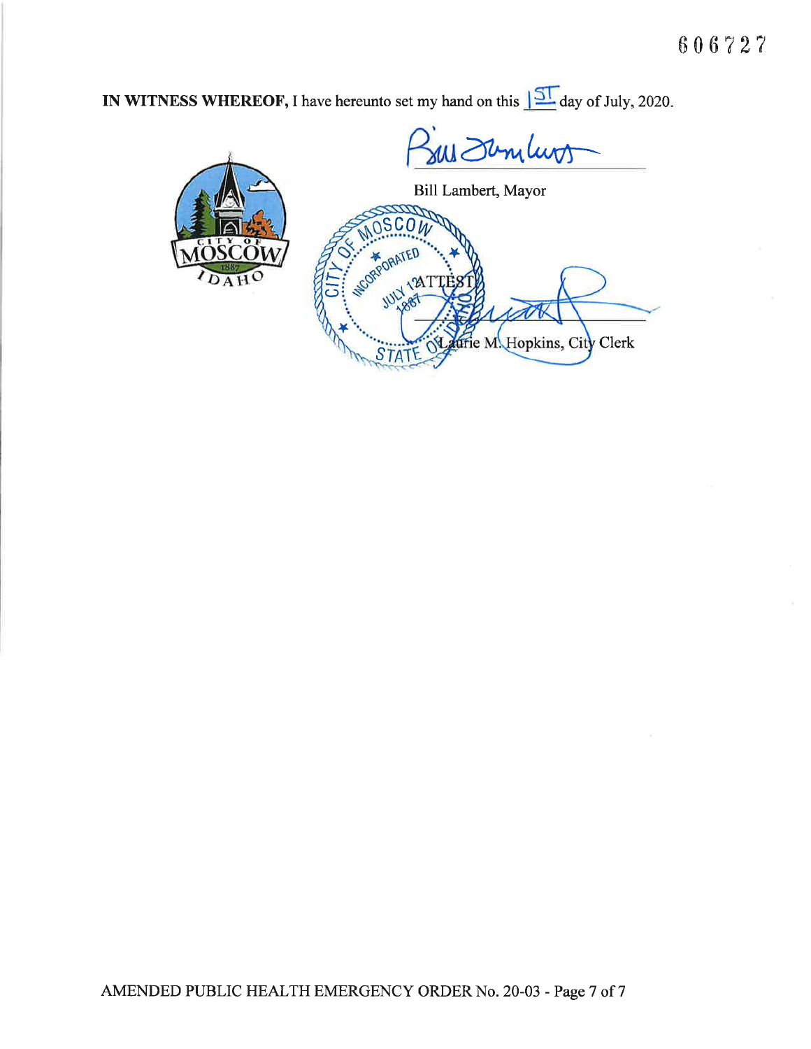606727

**IN WITNESS WHEREOF,** I have hereunto set my hand on this 1ST day of July, 2020.

Bill Lambert, Mayor

ATTEST:

Laurie M. Hopkins, City Clerk